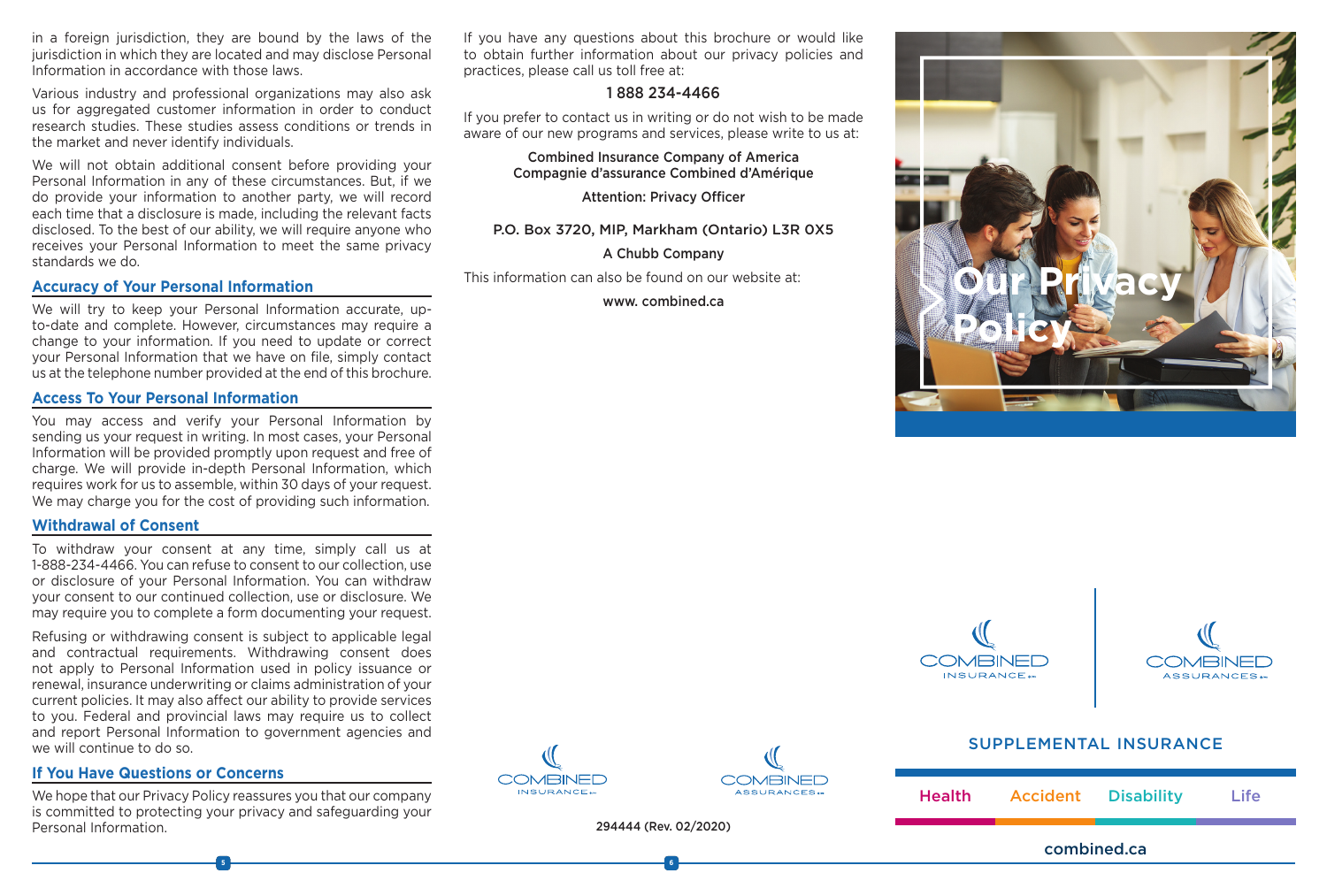in a foreign jurisdiction, they are bound by the laws of the jurisdiction in which they are located and may disclose Personal Information in accordance with those laws.

Various industry and professional organizations may also ask us for aggregated customer information in order to conduct research studies. These studies assess conditions or trends in the market and never identify individuals.

We will not obtain additional consent before providing your Personal Information in any of these circumstances. But, if we do provide your information to another party, we will record each time that a disclosure is made, including the relevant facts disclosed. To the best of our ability, we will require anyone who receives your Personal Information to meet the same privacy standards we do.

## Accuracy of Your Personal Information

We will try to keep your Personal Information accurate, up-to-date and complete. However, circumstances may require a change to your information. If you need to update or correct your Personal Information that we have on file, simply contact us at the telephone number provided at the end of this brochure.

## Access To Your Personal Information

You may access and verify your Personal Information by sending us your request in writing. In most cases, your Personal Information will be provided promptly upon request and free of charge. We will provide in-depth Personal Information, which requires work for us to assemble, within 30 days of your request. We may charge you for the cost of providing such information.

## Withdrawal of Consent

To withdraw your consent at any time, simply call us at 1-888-234-4466. You can refuse to consent to our collection, use or disclosure of your Personal Information. You can withdraw your consent to our continued collection, use or disclosure. We may require you to complete a form documenting your request.

Refusing or withdrawing consent is subject to applicable legal and contractual requirements. Withdrawing consent does not apply to Personal Information used in policy issuance or renewal, insurance underwriting or claims administration of your current policies. It may also affect our ability to provide services to you. Federal and provincial laws may require us to collect and report Personal Information to government agencies and we will continue to do so.

## If You Have Questions or Concerns

We hope that our Privacy Policy reassures you that our company is committed to protecting your privacy and safeguarding your Personal Information.

If you have any questions about this brochure or would like to obtain further information about our privacy policies and practices, please call us toll free at:

1 888 234-4466

If you prefer to contact us in writing or do not wish to be made aware of our new programs and services, please write to us at:

Combined Insurance Company of America
Compagnie d'assurance Combined d'Amérique

Attention: Privacy Officer

P.O. Box 3720, MIP, Markham (Ontario) L3R 0X5

A Chubb Company

This information can also be found on our website at:

www. combined.ca

COMBINED INSURANCE | COMBINED ASSURANCES

294444 (Rev. 02/2020)

# Our Privacy Policy

COMBINED INSURANCE | COMBINED ASSURANCES

SUPPLEMENTAL INSURANCE

Health Accident Disability Life

combined.ca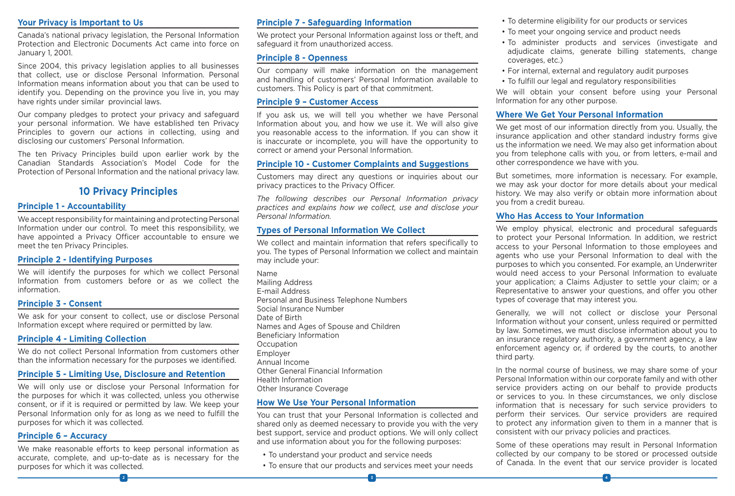## Your Privacy is Important to Us

Canada's national privacy legislation, the Personal Information Protection and Electronic Documents Act came into force on January 1, 2001.

Since 2004, this privacy legislation applies to all businesses that collect, use or disclose Personal Information. Personal Information means information about you that can be used to identify you. Depending on the province you live in, you may have rights under similar provincial laws.

Our company pledges to protect your privacy and safeguard your personal information. We have established ten Privacy Principles to govern our actions in collecting, using and disclosing our customers' Personal Information.

The ten Privacy Principles build upon earlier work by the Canadian Standards Association's Model Code for the Protection of Personal Information and the national privacy law.

# 10 Privacy Principles

## Principle 1 - Accountability

We accept responsibility for maintaining and protecting Personal Information under our control. To meet this responsibility, we have appointed a Privacy Officer accountable to ensure we meet the ten Privacy Principles.

## Principle 2 - Identifying Purposes

We will identify the purposes for which we collect Personal Information from customers before or as we collect the information.

## Principle 3 - Consent

We ask for your consent to collect, use or disclose Personal Information except where required or permitted by law.

## Principle 4 - Limiting Collection

We do not collect Personal Information from customers other than the information necessary for the purposes we identified.

## Principle 5 - Limiting Use, Disclosure and Retention

We will only use or disclose your Personal Information for the purposes for which it was collected, unless you otherwise consent, or if it is required or permitted by law. We keep your Personal Information only for as long as we need to fulfill the purposes for which it was collected.

## Principle 6 – Accuracy

We make reasonable efforts to keep personal information as accurate, complete, and up-to-date as is necessary for the purposes for which it was collected.

## Principle 7 - Safeguarding Information

We protect your Personal Information against loss or theft, and safeguard it from unauthorized access.

## Principle 8 - Openness

Our company will make information on the management and handling of customers' Personal Information available to customers. This Policy is part of that commitment.

## Principle 9 – Customer Access

If you ask us, we will tell you whether we have Personal Information about you, and how we use it. We will also give you reasonable access to the information. If you can show it is inaccurate or incomplete, you will have the opportunity to correct or amend your Personal Information.

## Principle 10 - Customer Complaints and Suggestions

Customers may direct any questions or inquiries about our privacy practices to the Privacy Officer.

*The following describes our Personal Information privacy practices and explains how we collect, use and disclose your Personal Information.*

## Types of Personal Information We Collect

We collect and maintain information that refers specifically to you. The types of Personal Information we collect and maintain may include your:

Name
Mailing Address
E-mail Address
Personal and Business Telephone Numbers
Social Insurance Number
Date of Birth
Names and Ages of Spouse and Children
Beneficiary Information
Occupation
Employer
Annual Income
Other General Financial Information
Health Information
Other Insurance Coverage

## How We Use Your Personal Information

You can trust that your Personal Information is collected and shared only as deemed necessary to provide you with the very best support, service and product options. We will only collect and use information about you for the following purposes:

- To understand your product and service needs
- To ensure that our products and services meet your needs
- To determine eligibility for our products or services
- To meet your ongoing service and product needs
- To administer products and services (investigate and adjudicate claims, generate billing statements, change coverages, etc.)
- For internal, external and regulatory audit purposes
- To fulfill our legal and regulatory responsibilities

We will obtain your consent before using your Personal Information for any other purpose.

## Where We Get Your Personal Information

We get most of our information directly from you. Usually, the insurance application and other standard industry forms give us the information we need. We may also get information about you from telephone calls with you, or from letters, e-mail and other correspondence we have with you.

But sometimes, more information is necessary. For example, we may ask your doctor for more details about your medical history. We may also verify or obtain more information about you from a credit bureau.

## Who Has Access to Your Information

We employ physical, electronic and procedural safeguards to protect your Personal Information. In addition, we restrict access to your Personal Information to those employees and agents who use your Personal Information to deal with the purposes to which you consented. For example, an Underwriter would need access to your Personal Information to evaluate your application; a Claims Adjuster to settle your claim; or a Representative to answer your questions, and offer you other types of coverage that may interest you.

Generally, we will not collect or disclose your Personal Information without your consent, unless required or permitted by law. Sometimes, we must disclose information about you to an insurance regulatory authority, a government agency, a law enforcement agency or, if ordered by the courts, to another third party.

In the normal course of business, we may share some of your Personal Information within our corporate family and with other service providers acting on our behalf to provide products or services to you. In these circumstances, we only disclose information that is necessary for such service providers to perform their services. Our service providers are required to protect any information given to them in a manner that is consistent with our privacy policies and practices.

Some of these operations may result in Personal Information collected by our company to be stored or processed outside of Canada. In the event that our service provider is located